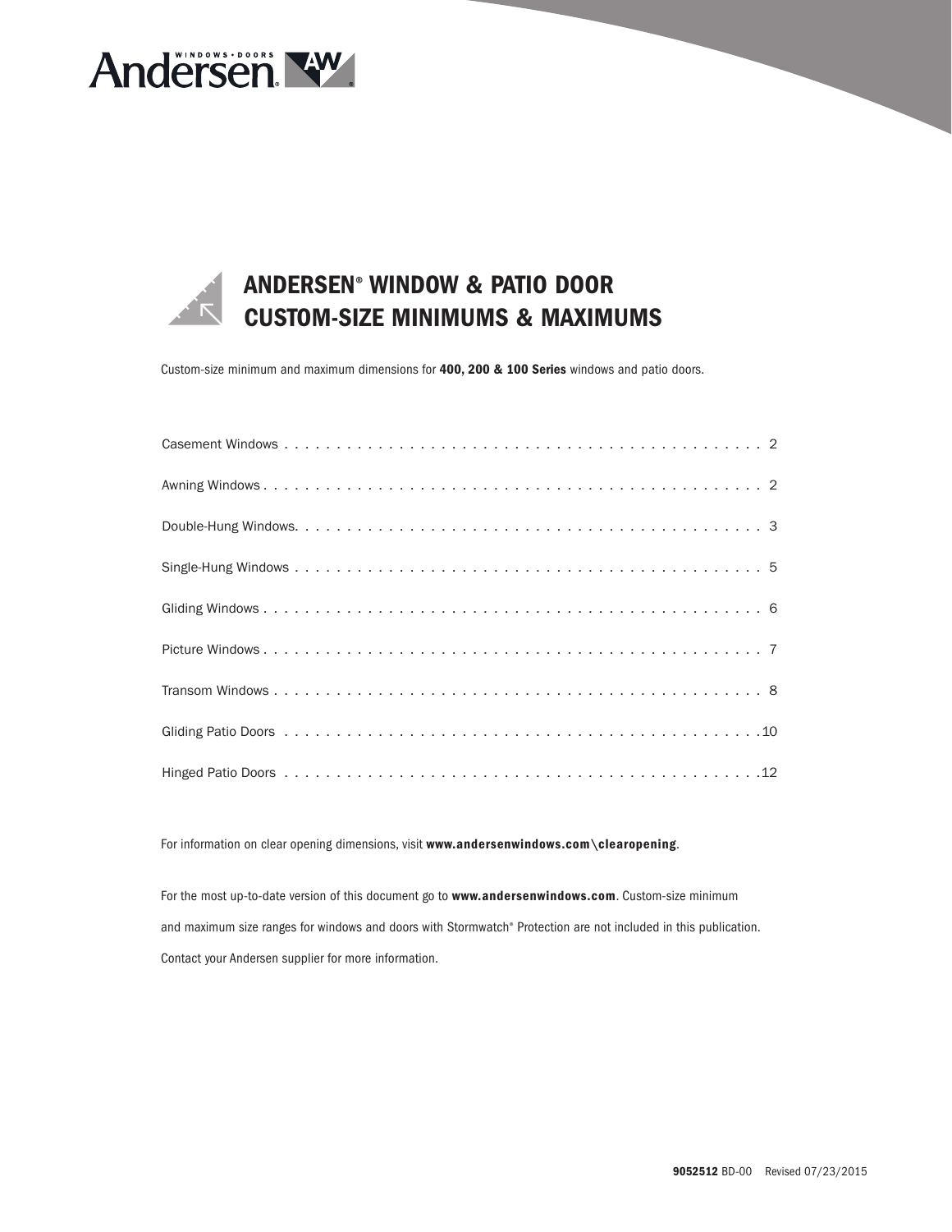Andersen® WINDOWS • DOORS

# ANDERSEN® WINDOW & PATIO DOOR CUSTOM-SIZE MINIMUMS & MAXIMUMS

Custom-size minimum and maximum dimensions for **400, 200 & 100 Series** windows and patio doors.

| | |
|---|---|
| Casement Windows | 2 |
| Awning Windows | 2 |
| Double-Hung Windows | 3 |
| Single-Hung Windows | 5 |
| Gliding Windows | 6 |
| Picture Windows | 7 |
| Transom Windows | 8 |
| Gliding Patio Doors | 10 |
| Hinged Patio Doors | 12 |

For information on clear opening dimensions, visit **www.andersenwindows.com\clearopening**.

For the most up-to-date version of this document go to **www.andersenwindows.com**. Custom-size minimum and maximum size ranges for windows and doors with Stormwatch® Protection are not included in this publication. Contact your Andersen supplier for more information.

**9052512** BD-00 Revised 07/23/2015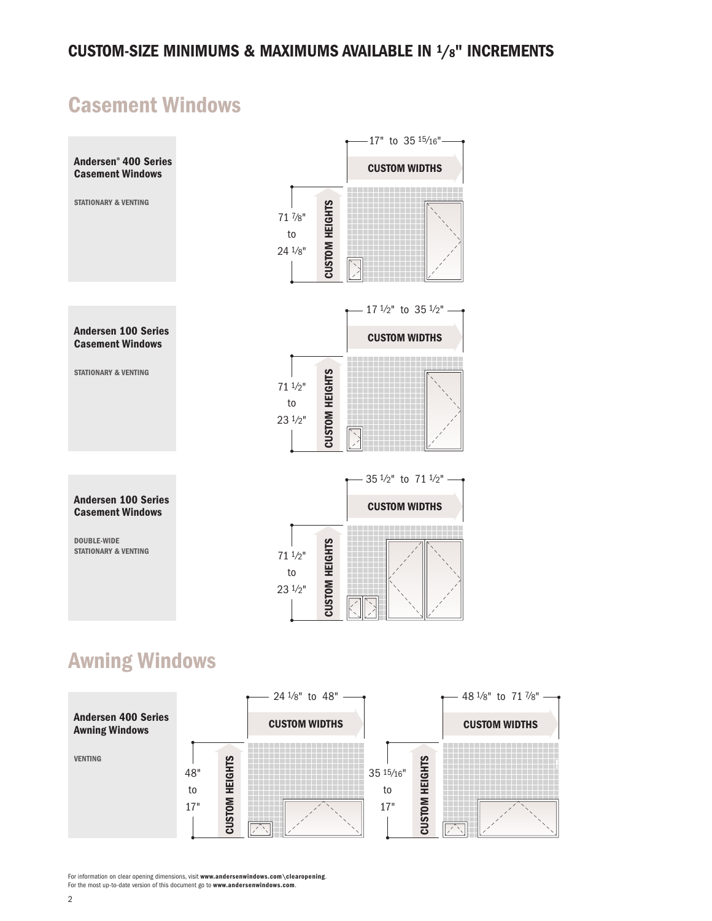## CUSTOM-SIZE MINIMUMS & MAXIMUMS AVAILABLE IN 1/8" INCREMENTS

# Casement Windows

**Andersen® 400 Series Casement Windows**

STATIONARY & VENTING

CUSTOM WIDTHS: 17" to 35 15/16"

CUSTOM HEIGHTS: 71 7/8" to 24 1/8"

**Andersen 100 Series Casement Windows**

STATIONARY & VENTING

CUSTOM WIDTHS: 17 1/2" to 35 1/2"

CUSTOM HEIGHTS: 71 1/2" to 23 1/2"

**Andersen 100 Series Casement Windows**

DOUBLE-WIDE STATIONARY & VENTING

CUSTOM WIDTHS: 35 1/2" to 71 1/2"

CUSTOM HEIGHTS: 71 1/2" to 23 1/2"

# Awning Windows

**Andersen 400 Series Awning Windows**

VENTING

CUSTOM WIDTHS: 24 1/8" to 48"

CUSTOM HEIGHTS: 48" to 17"

CUSTOM WIDTHS: 48 1/8" to 71 7/8"

CUSTOM HEIGHTS: 35 15/16" to 17"

For information on clear opening dimensions, visit **www.andersenwindows.com\clearopening**.
For the most up-to-date version of this document go to **www.andersenwindows.com**.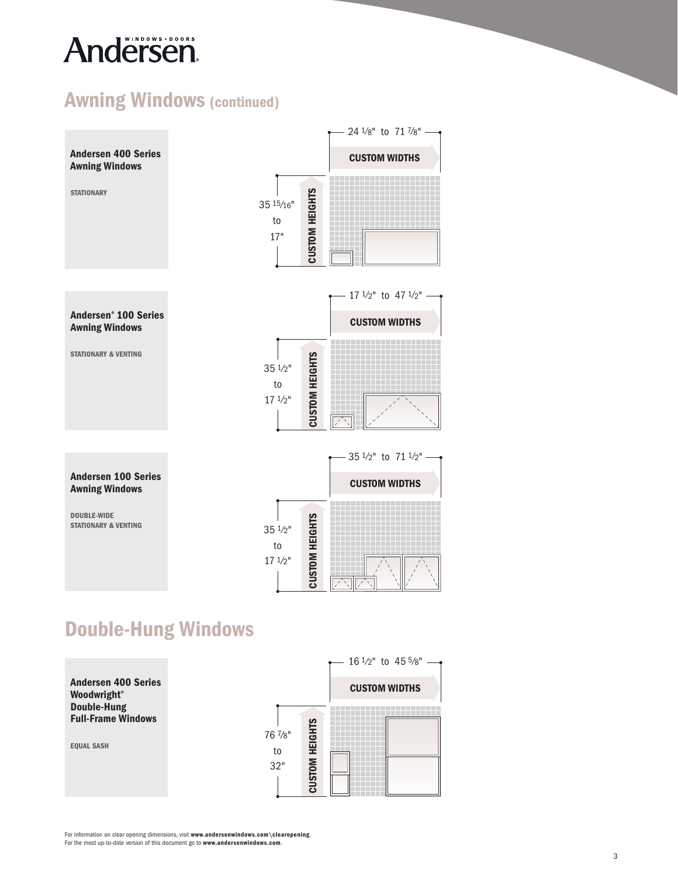# Awning Windows (continued)

### Andersen 400 Series Awning Windows

STATIONARY

CUSTOM WIDTHS: 24 1/8" to 71 7/8"

CUSTOM HEIGHTS: 35 15/16" to 17"

### Andersen® 100 Series Awning Windows

STATIONARY & VENTING

CUSTOM WIDTHS: 17 1/2" to 47 1/2"

CUSTOM HEIGHTS: 35 1/2" to 17 1/2"

### Andersen 100 Series Awning Windows

DOUBLE-WIDE
STATIONARY & VENTING

CUSTOM WIDTHS: 35 1/2" to 71 1/2"

CUSTOM HEIGHTS: 35 1/2" to 17 1/2"

# Double-Hung Windows

### Andersen 400 Series Woodwright® Double-Hung Full-Frame Windows

EQUAL SASH

CUSTOM WIDTHS: 16 1/2" to 45 5/8"

CUSTOM HEIGHTS: 76 7/8" to 32"

For information on clear opening dimensions, visit **www.andersenwindows.com\clearopening**.
For the most up-to-date version of this document go to **www.andersenwindows.com**.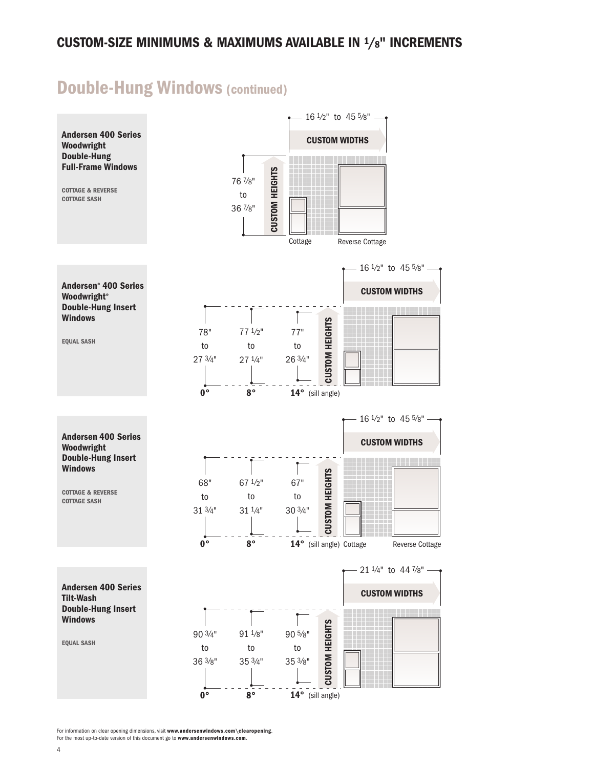## CUSTOM-SIZE MINIMUMS & MAXIMUMS AVAILABLE IN 1/8" INCREMENTS

# Double-Hung Windows (continued)

### Andersen 400 Series Woodwright Double-Hung Full-Frame Windows

**COTTAGE & REVERSE COTTAGE SASH**

CUSTOM WIDTHS: 16 1/2" to 45 5/8"

CUSTOM HEIGHTS: 76 7/8" to 36 7/8"

Cottage | Reverse Cottage

### Andersen® 400 Series Woodwright® Double-Hung Insert Windows

**EQUAL SASH**

CUSTOM WIDTHS: 16 1/2" to 45 5/8"

| Sill angle | 0° | 8° | 14° |
|---|---|---|---|
| CUSTOM HEIGHTS | 78" to 27 3/4" | 77 1/2" to 27 1/4" | 77" to 26 3/4" |

### Andersen 400 Series Woodwright Double-Hung Insert Windows

**COTTAGE & REVERSE COTTAGE SASH**

CUSTOM WIDTHS: 16 1/2" to 45 5/8"

| Sill angle | 0° | 8° | 14° |
|---|---|---|---|
| CUSTOM HEIGHTS | 68" to 31 3/4" | 67 1/2" to 31 1/4" | 67" to 30 3/4" |

Cottage | Reverse Cottage

### Andersen 400 Series Tilt-Wash Double-Hung Insert Windows

**EQUAL SASH**

CUSTOM WIDTHS: 21 1/4" to 44 7/8"

| Sill angle | 0° | 8° | 14° |
|---|---|---|---|
| CUSTOM HEIGHTS | 90 3/4" to 36 3/8" | 91 1/8" to 35 3/4" | 90 5/8" to 35 3/8" |

For information on clear opening dimensions, visit **www.andersenwindows.com\clearopening**.
For the most up-to-date version of this document go to **www.andersenwindows.com**.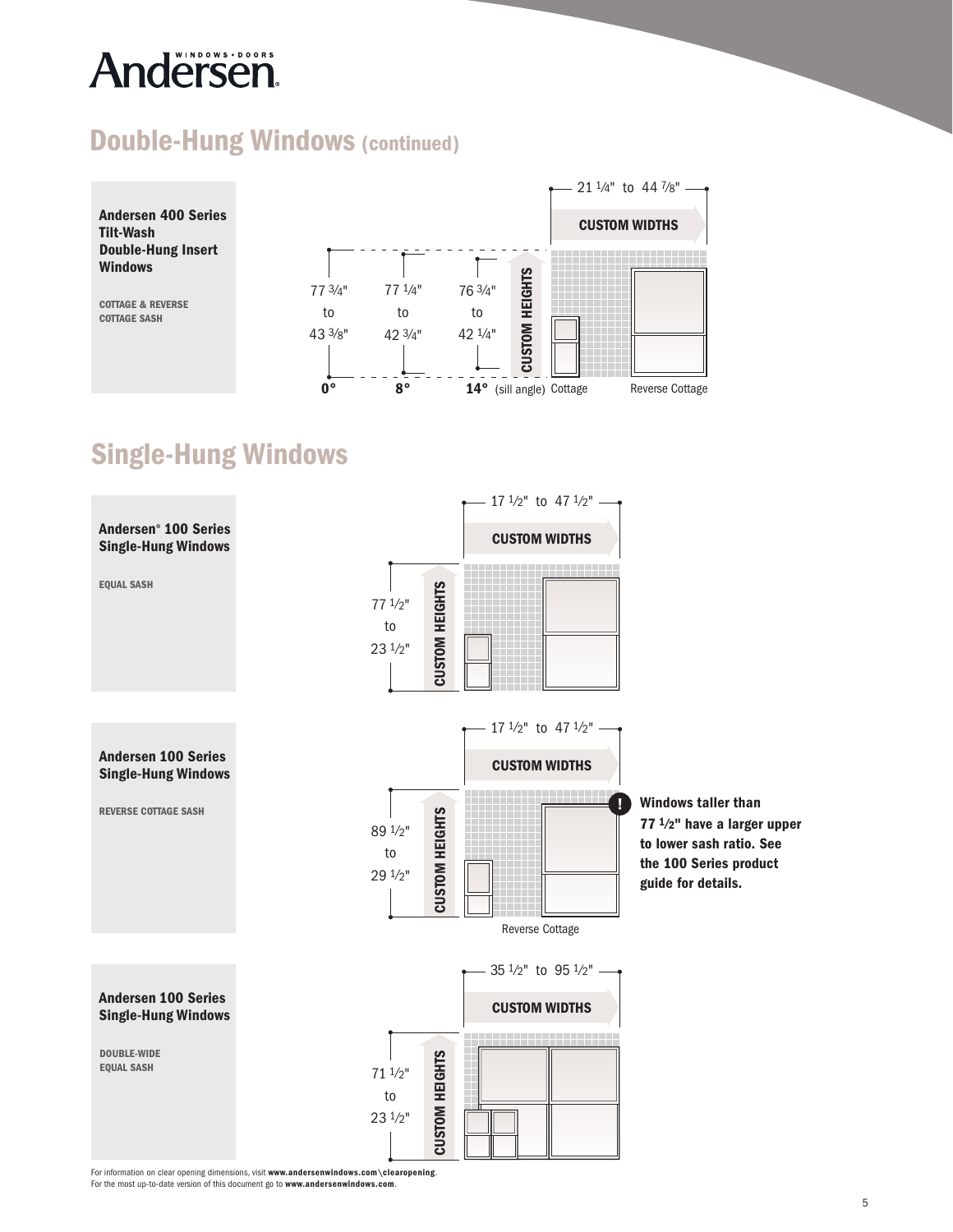## Double-Hung Windows (continued)

**Andersen 400 Series Tilt-Wash Double-Hung Insert Windows**

COTTAGE & REVERSE COTTAGE SASH

21 1/4" to 44 7/8"

CUSTOM WIDTHS

CUSTOM HEIGHTS

| Sill angle | Custom Heights |
| --- | --- |
| 0° | 77 3/4" to 43 3/8" |
| 8° | 77 1/4" to 42 3/4" |
| 14° | 76 3/4" to 42 1/4" |

Cottage

Reverse Cottage

## Single-Hung Windows

**Andersen® 100 Series Single-Hung Windows**

EQUAL SASH

17 1/2" to 47 1/2"

CUSTOM WIDTHS

CUSTOM HEIGHTS

77 1/2" to 23 1/2"

**Andersen 100 Series Single-Hung Windows**

REVERSE COTTAGE SASH

17 1/2" to 47 1/2"

CUSTOM WIDTHS

CUSTOM HEIGHTS

89 1/2" to 29 1/2"

Reverse Cottage

**! Windows taller than 77 1/2" have a larger upper to lower sash ratio. See the 100 Series product guide for details.**

**Andersen 100 Series Single-Hung Windows**

DOUBLE-WIDE EQUAL SASH

35 1/2" to 95 1/2"

CUSTOM WIDTHS

CUSTOM HEIGHTS

71 1/2" to 23 1/2"

For information on clear opening dimensions, visit **www.andersenwindows.com\clearopening**.
For the most up-to-date version of this document go to **www.andersenwindows.com**.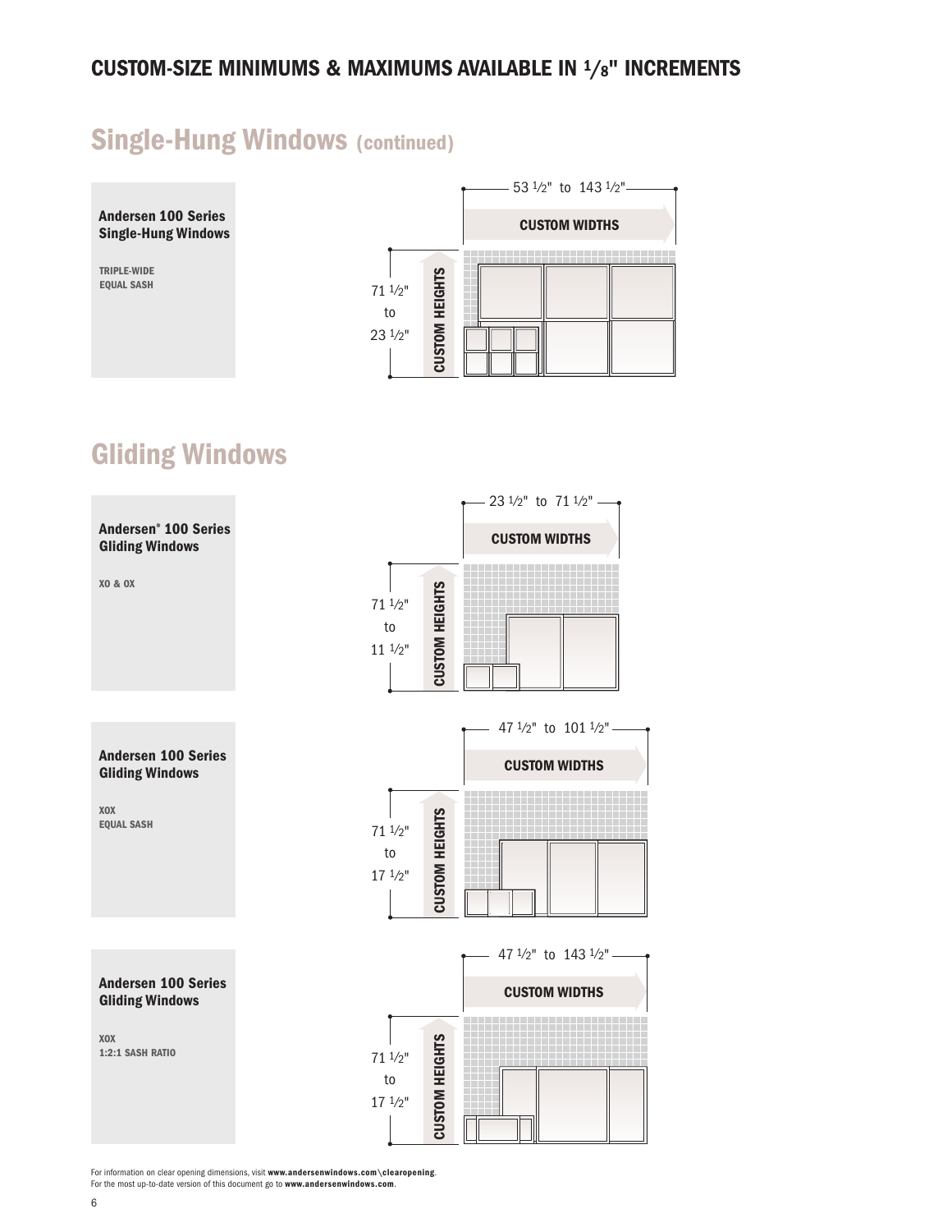## CUSTOM-SIZE MINIMUMS & MAXIMUMS AVAILABLE IN 1/8" INCREMENTS

# Single-Hung Windows (continued)

**Andersen 100 Series Single-Hung Windows**

**TRIPLE-WIDE EQUAL SASH**

53 1/2" to 143 1/2"

CUSTOM WIDTHS

71 1/2" to 23 1/2"

CUSTOM HEIGHTS

# Gliding Windows

**Andersen® 100 Series Gliding Windows**

**XO & OX**

23 1/2" to 71 1/2"

CUSTOM WIDTHS

71 1/2" to 11 1/2"

CUSTOM HEIGHTS

**Andersen 100 Series Gliding Windows**

**XOX EQUAL SASH**

47 1/2" to 101 1/2"

CUSTOM WIDTHS

71 1/2" to 17 1/2"

CUSTOM HEIGHTS

**Andersen 100 Series Gliding Windows**

**XOX 1:2:1 SASH RATIO**

47 1/2" to 143 1/2"

CUSTOM WIDTHS

71 1/2" to 17 1/2"

CUSTOM HEIGHTS

For information on clear opening dimensions, visit **www.andersenwindows.com\clearopening**.
For the most up-to-date version of this document go to **www.andersenwindows.com**.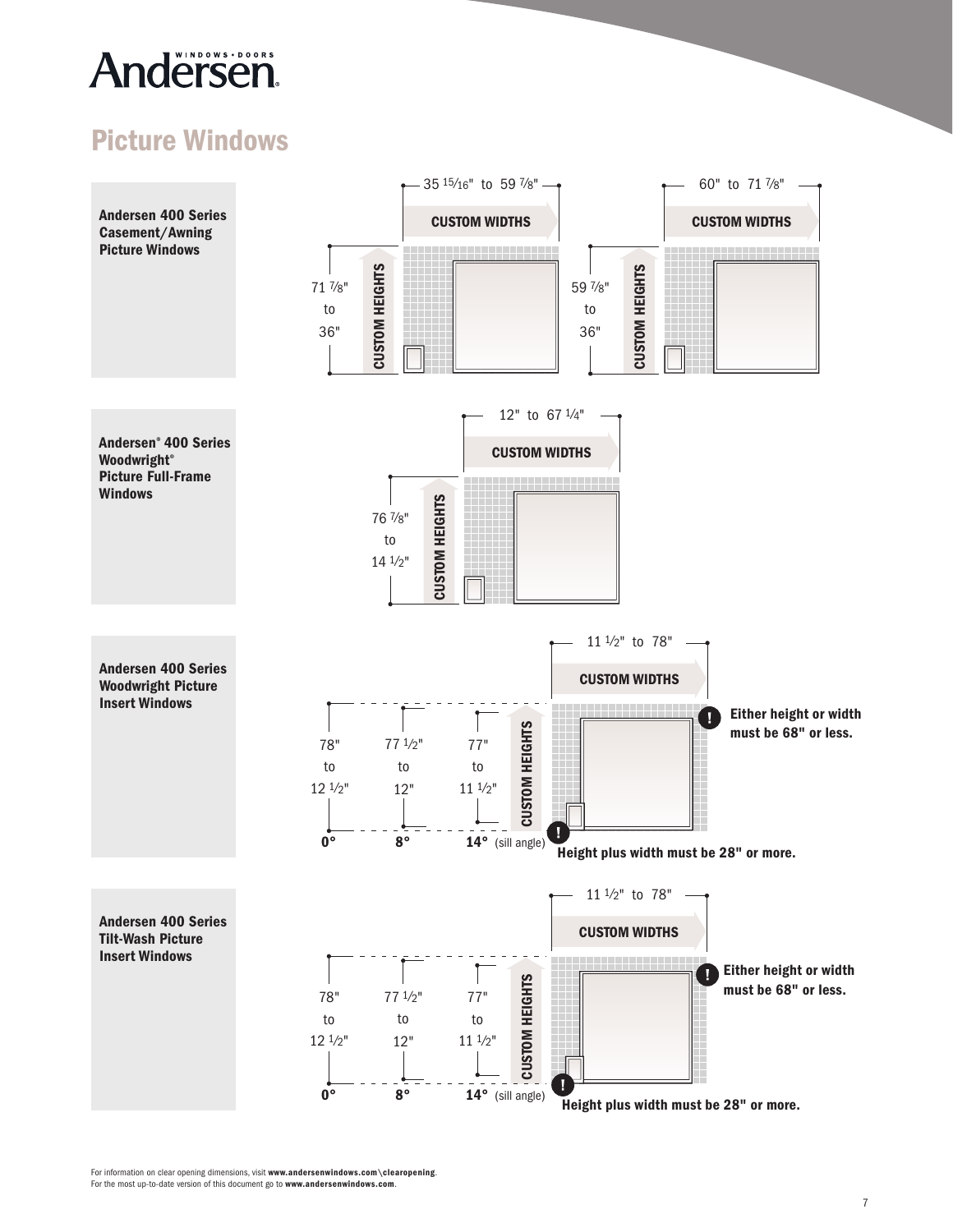# Andersen

## Picture Windows

### Andersen 400 Series Casement/Awning Picture Windows

CUSTOM WIDTHS: 35 15⁄16" to 59 7⁄8"

CUSTOM HEIGHTS: 71 7⁄8" to 36"

CUSTOM WIDTHS: 60" to 71 7⁄8"

CUSTOM HEIGHTS: 59 7⁄8" to 36"

### Andersen® 400 Series Woodwright® Picture Full-Frame Windows

CUSTOM WIDTHS: 12" to 67 1⁄4"

CUSTOM HEIGHTS: 76 7⁄8" to 14 1⁄2"

### Andersen 400 Series Woodwright Picture Insert Windows

CUSTOM WIDTHS: 11 1⁄2" to 78"

CUSTOM HEIGHTS:

| Sill angle | Custom Heights |
|---|---|
| 0° | 78" to 12 1⁄2" |
| 8° | 77 1⁄2" to 12" |
| 14° | 77" to 11 1⁄2" |

**! Either height or width must be 68" or less.**

**! Height plus width must be 28" or more.**

### Andersen 400 Series Tilt-Wash Picture Insert Windows

CUSTOM WIDTHS: 11 1⁄2" to 78"

CUSTOM HEIGHTS:

| Sill angle | Custom Heights |
|---|---|
| 0° | 78" to 12 1⁄2" |
| 8° | 77 1⁄2" to 12" |
| 14° | 77" to 11 1⁄2" |

**! Either height or width must be 68" or less.**

**! Height plus width must be 28" or more.**

For information on clear opening dimensions, visit **www.andersenwindows.com\clearopening**.
For the most up-to-date version of this document go to **www.andersenwindows.com**.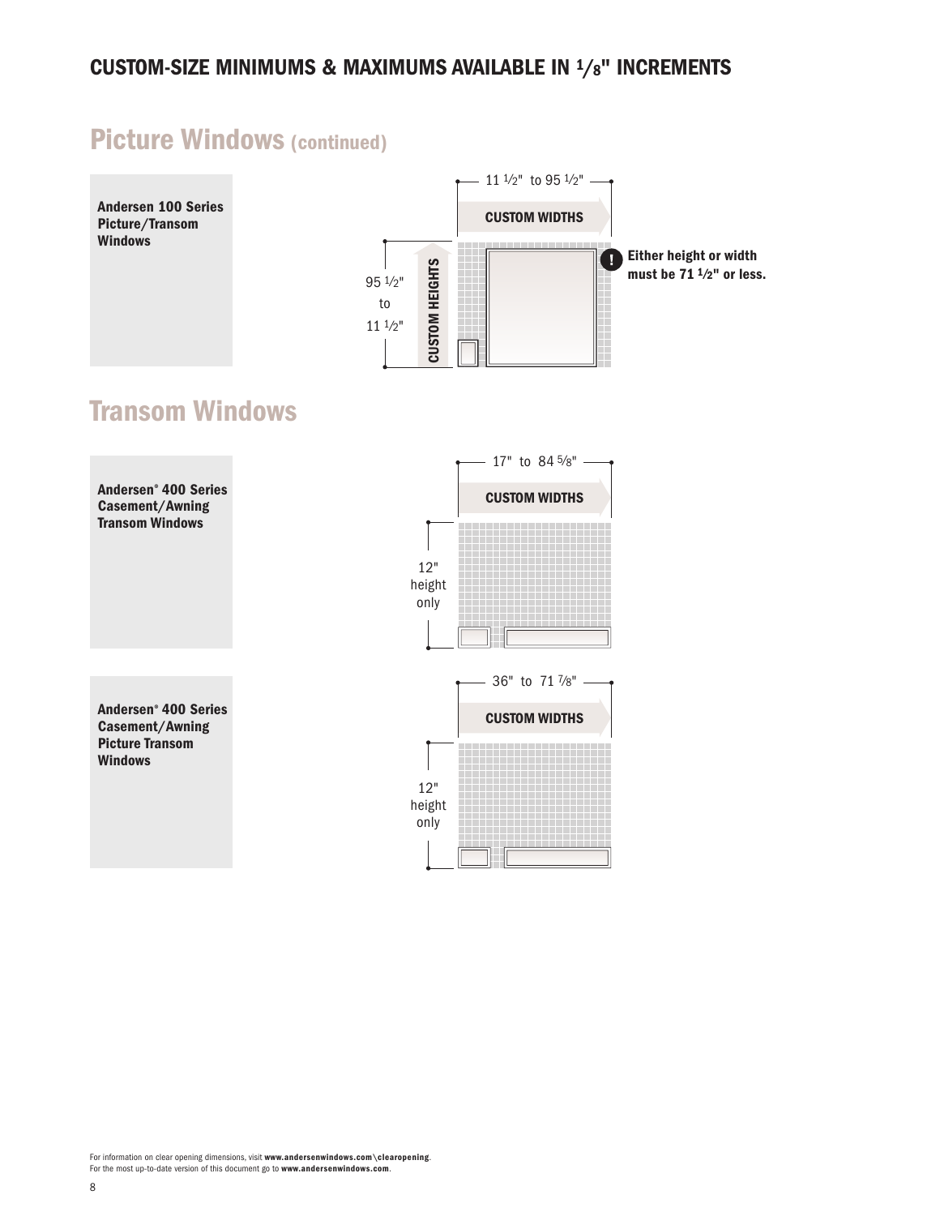## CUSTOM-SIZE MINIMUMS & MAXIMUMS AVAILABLE IN 1/8" INCREMENTS

# Picture Windows (continued)

**Andersen 100 Series Picture/Transom Windows**

11 1/2" to 95 1/2"

CUSTOM WIDTHS

95 1/2" to 11 1/2"

CUSTOM HEIGHTS

**Either height or width must be 71 1/2" or less.**

# Transom Windows

**Andersen® 400 Series Casement/Awning Transom Windows**

17" to 84 5/8"

CUSTOM WIDTHS

12" height only

**Andersen® 400 Series Casement/Awning Picture Transom Windows**

36" to 71 7/8"

CUSTOM WIDTHS

12" height only

For information on clear opening dimensions, visit **www.andersenwindows.com\clearopening**.
For the most up-to-date version of this document go to **www.andersenwindows.com**.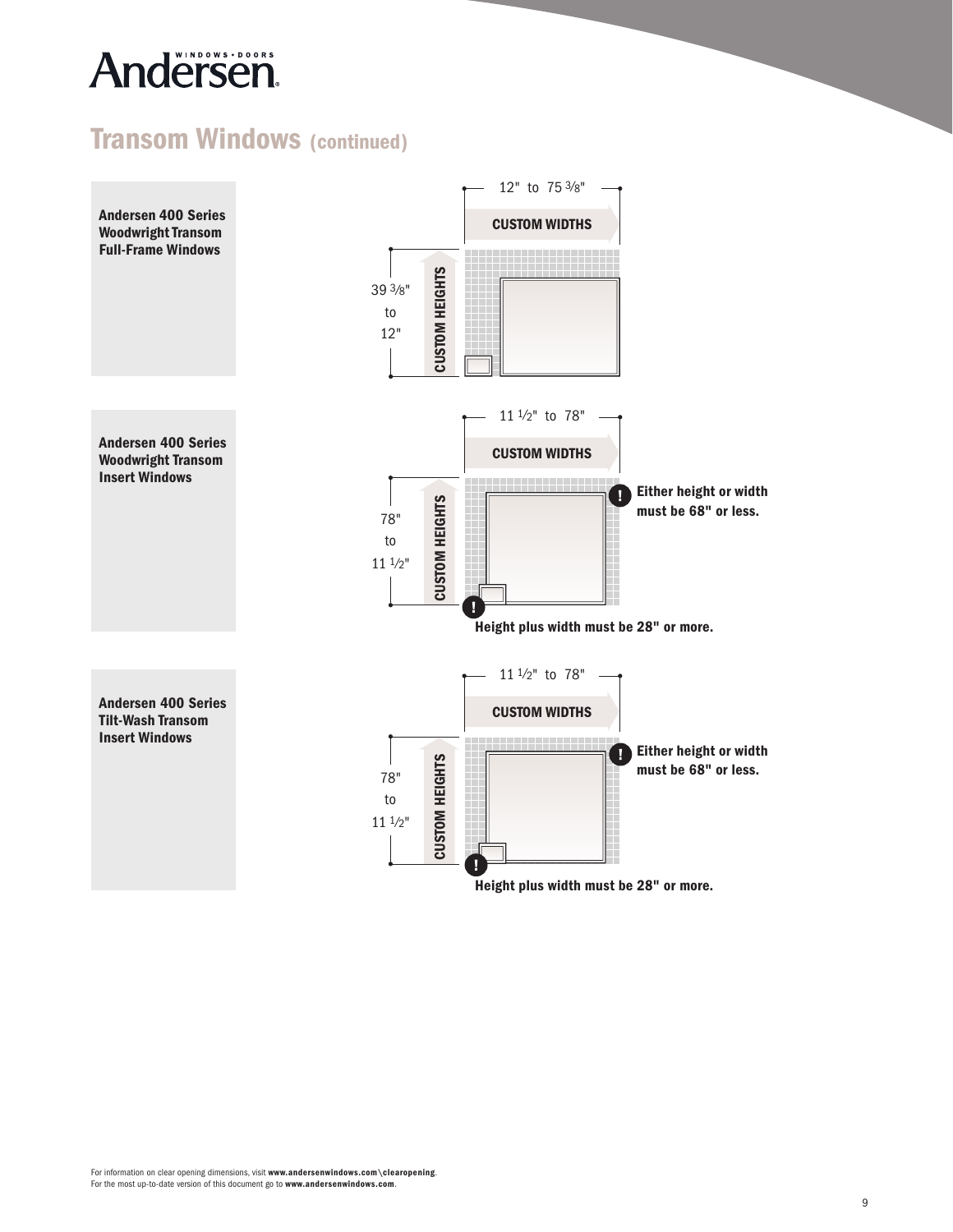# Transom Windows (continued)

## Andersen 400 Series Woodwright Transom Full-Frame Windows

12" to 75 3/8"

CUSTOM WIDTHS

39 3/8" to 12"

CUSTOM HEIGHTS

## Andersen 400 Series Woodwright Transom Insert Windows

11 1/2" to 78"

CUSTOM WIDTHS

78" to 11 1/2"

CUSTOM HEIGHTS

**Either height or width must be 68" or less.**

**Height plus width must be 28" or more.**

## Andersen 400 Series Tilt-Wash Transom Insert Windows

11 1/2" to 78"

CUSTOM WIDTHS

78" to 11 1/2"

CUSTOM HEIGHTS

**Either height or width must be 68" or less.**

**Height plus width must be 28" or more.**

For information on clear opening dimensions, visit **www.andersenwindows.com\clearopening**.
For the most up-to-date version of this document go to **www.andersenwindows.com**.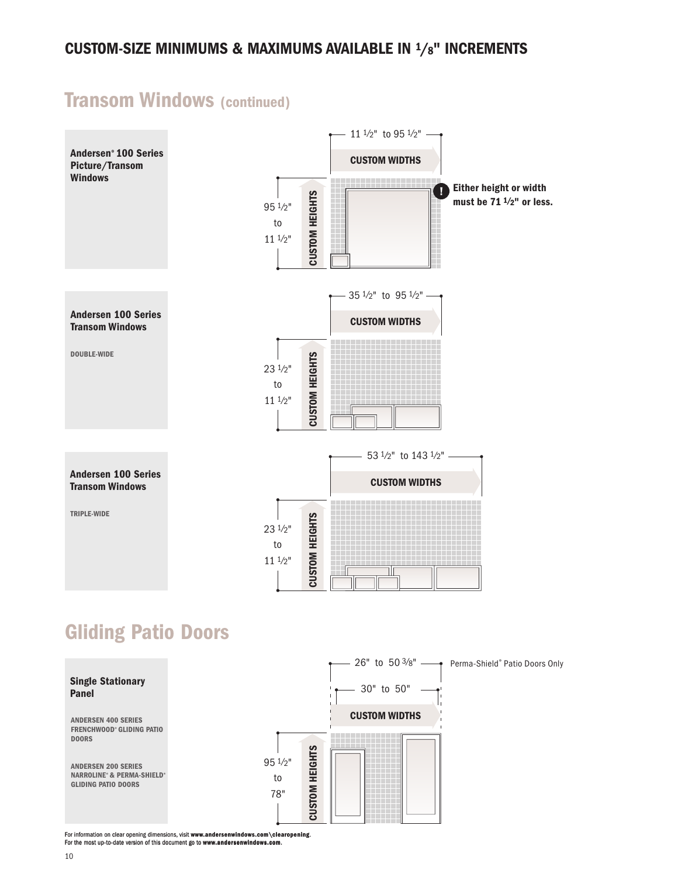## CUSTOM-SIZE MINIMUMS & MAXIMUMS AVAILABLE IN 1/8" INCREMENTS

# Transom Windows (continued)

**Andersen® 100 Series Picture/Transom Windows**

11 1/2" to 95 1/2"

CUSTOM WIDTHS

95 1/2" to 11 1/2"

CUSTOM HEIGHTS

**Either height or width must be 71 1/2" or less.**

**Andersen 100 Series Transom Windows**

DOUBLE-WIDE

35 1/2" to 95 1/2"

CUSTOM WIDTHS

23 1/2" to 11 1/2"

CUSTOM HEIGHTS

**Andersen 100 Series Transom Windows**

TRIPLE-WIDE

53 1/2" to 143 1/2"

CUSTOM WIDTHS

23 1/2" to 11 1/2"

CUSTOM HEIGHTS

# Gliding Patio Doors

**Single Stationary Panel**

ANDERSEN 400 SERIES FRENCHWOOD® GLIDING PATIO DOORS

ANDERSEN 200 SERIES NARROLINE® & PERMA-SHIELD® GLIDING PATIO DOORS

26" to 50 3/8" — Perma-Shield® Patio Doors Only

30" to 50"

CUSTOM WIDTHS

95 1/2" to 78"

CUSTOM HEIGHTS

For information on clear opening dimensions, visit **www.andersenwindows.com\clearopening**.
For the most up-to-date version of this document go to **www.andersenwindows.com**.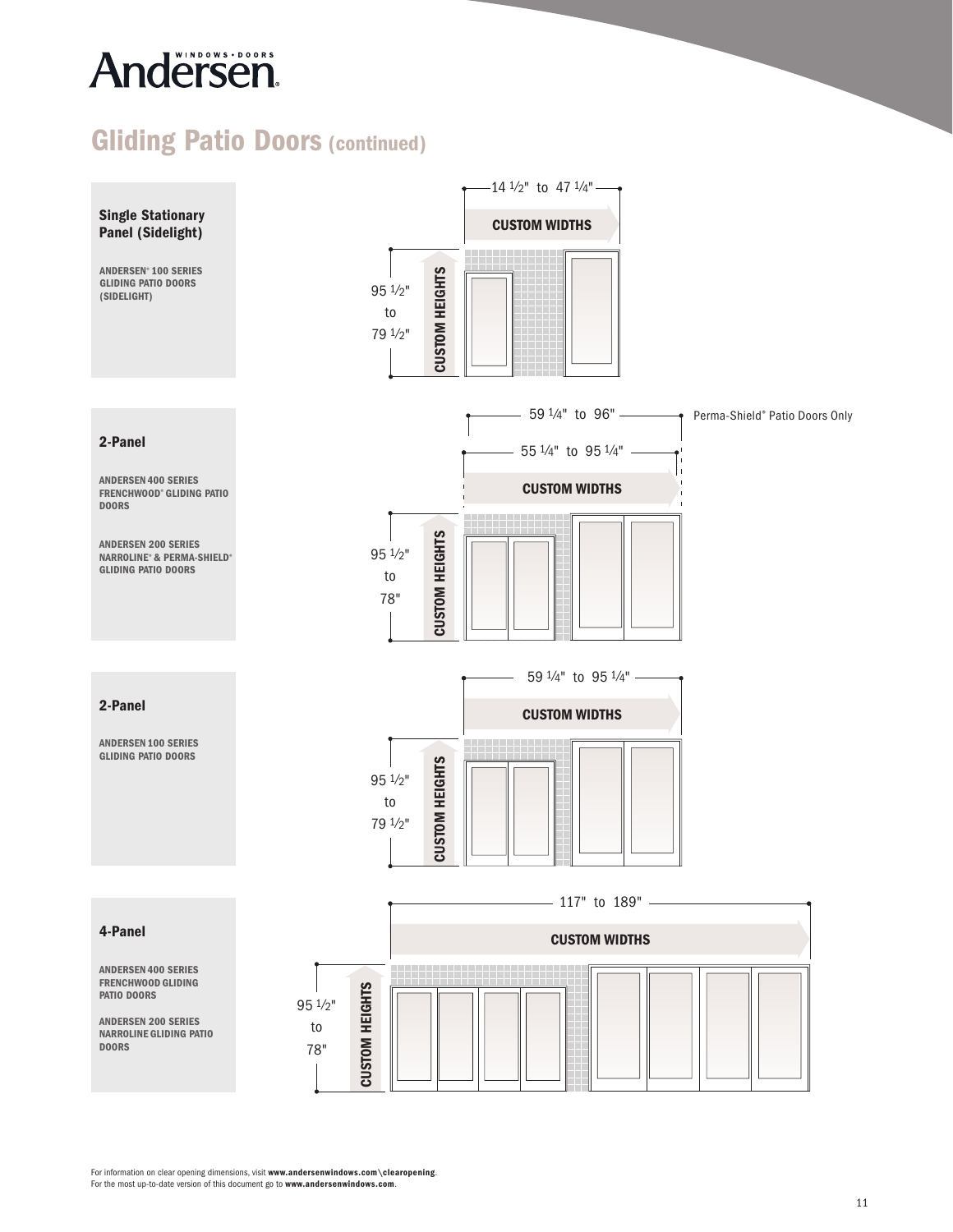# Gliding Patio Doors (continued)

## Single Stationary Panel (Sidelight)

ANDERSEN® 100 SERIES GLIDING PATIO DOORS (SIDELIGHT)

14 ½" to 47 ¼"

CUSTOM WIDTHS

95 ½" to 79 ½"

CUSTOM HEIGHTS

## 2-Panel

ANDERSEN 400 SERIES FRENCHWOOD® GLIDING PATIO DOORS

ANDERSEN 200 SERIES NARROLINE® & PERMA-SHIELD® GLIDING PATIO DOORS

59 ¼" to 96" — Perma-Shield® Patio Doors Only

55 ¼" to 95 ¼"

CUSTOM WIDTHS

95 ½" to 78"

CUSTOM HEIGHTS

## 2-Panel

ANDERSEN 100 SERIES GLIDING PATIO DOORS

59 ¼" to 95 ¼"

CUSTOM WIDTHS

95 ½" to 79 ½"

CUSTOM HEIGHTS

## 4-Panel

ANDERSEN 400 SERIES FRENCHWOOD GLIDING PATIO DOORS

ANDERSEN 200 SERIES NARROLINE GLIDING PATIO DOORS

117" to 189"

CUSTOM WIDTHS

95 ½" to 78"

CUSTOM HEIGHTS

For information on clear opening dimensions, visit **www.andersenwindows.com\clearopening**.
For the most up-to-date version of this document go to **www.andersenwindows.com**.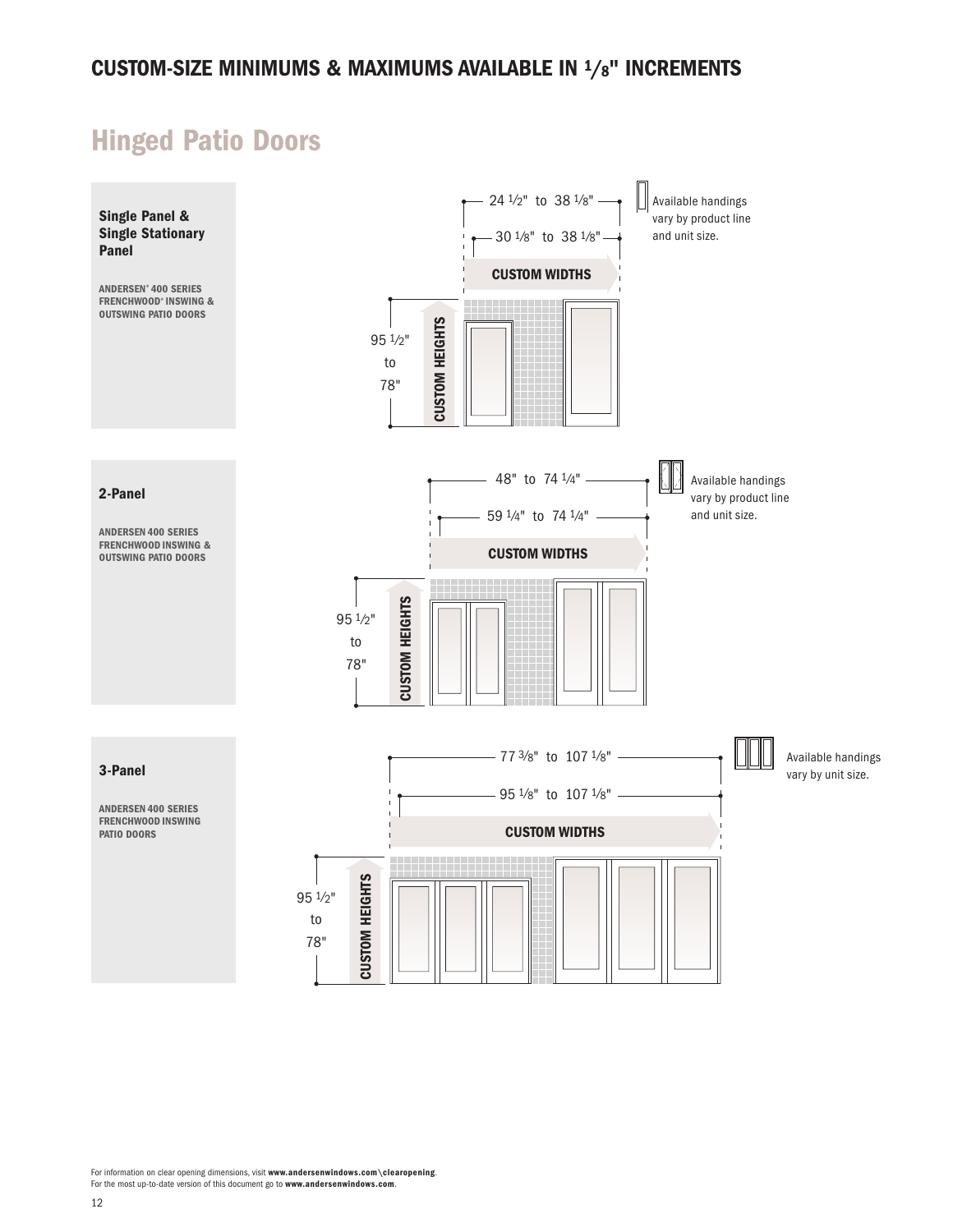## CUSTOM-SIZE MINIMUMS & MAXIMUMS AVAILABLE IN 1/8" INCREMENTS

# Hinged Patio Doors

### Single Panel & Single Stationary Panel

**ANDERSEN® 400 SERIES FRENCHWOOD® INSWING & OUTSWING PATIO DOORS**

24 1/2" to 38 1/8"

30 1/8" to 38 1/8"

CUSTOM WIDTHS

95 1/2" to 78"

CUSTOM HEIGHTS

Available handings vary by product line and unit size.

### 2-Panel

**ANDERSEN 400 SERIES FRENCHWOOD INSWING & OUTSWING PATIO DOORS**

48" to 74 1/4"

59 1/4" to 74 1/4"

CUSTOM WIDTHS

95 1/2" to 78"

CUSTOM HEIGHTS

Available handings vary by product line and unit size.

### 3-Panel

**ANDERSEN 400 SERIES FRENCHWOOD INSWING PATIO DOORS**

77 3/8" to 107 1/8"

95 1/8" to 107 1/8"

CUSTOM WIDTHS

95 1/2" to 78"

CUSTOM HEIGHTS

Available handings vary by unit size.

For information on clear opening dimensions, visit **www.andersenwindows.com\clearopening**.
For the most up-to-date version of this document go to **www.andersenwindows.com**.